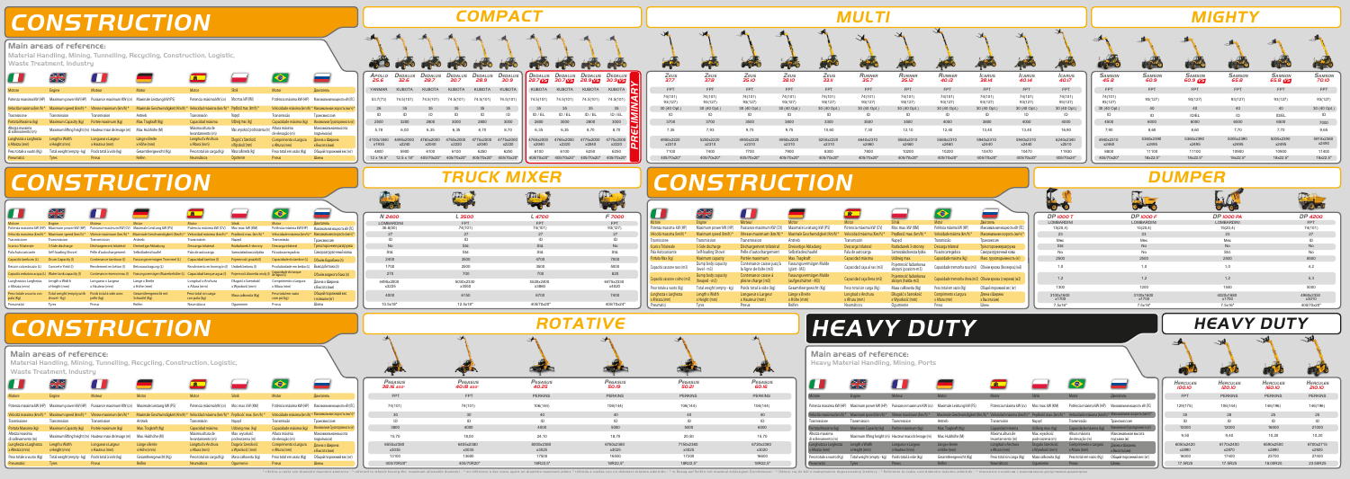# CONSTRUCTION

**Main areas of reference:**
Material Handling, Mining, Tunnelling, Recycling, Construction, Logistic, Waste Treatment, Industry

## COMPACT

| Motore / Engine / Moteur / Motor / Motor / Silnik / Motor / Двигатель | Apollo 25.6 | Dedalus 32.6 | Dedalus 29.7 | Dedalus 30.7 | Dedalus 29.9 | Dedalus 30.9 | Dedalus 29.7 (PRELIMINARY) | Dedalus 30.7 (PRELIMINARY) | Dedalus 29.9 (PRELIMINARY) | Dedalus 30.9 (PRELIMINARY) |
|---|---|---|---|---|---|---|---|---|---|---|
| Motore / Engine | YANMAR | KUBOTA | KUBOTA | KUBOTA | KUBOTA | KUBOTA | KUBOTA | KUBOTA | KUBOTA | KUBOTA |
| Potenza massima kW (HP) / Maximum power kW (HP) | 55,7(75) | 74,5(101) | 74,5(101) | 74,5(101) | 74,5(101) | 74,5(101) | 74,5(101) | 74,5(101) | 74,5(101) | 74,5(101) |
| Velocità massima (km/h) / Maximum speed (km/h) | 26 | 35 | 35 | 35 | 35 | 35 | 35 | 35 | 35 | 35 |
| Trasmissione / Transmission | ID | ID | ID | ID | ID | ID | ID / EL | ID / EL | ID / EL | ID / EL |
| Portata Massima (kg) / Max. capacity (kg) | 2500 | 3200 | 2900 | 3000 | 2900 | 3000 | 2900 | 3000 | 2900 | 3000 |
| Altezza massima di sollevamento (m) / Maximum lifting height (m) | 5,78 | 6,03 | 6,35 | 6,35 | 8,70 | 8,70 | 6,35 | 6,35 | 8,70 | 8,70 |
| Lunghezza x Larghezza x Altezza (mm) / Length x Width x Height (mm) | 4155x1880 x1955 | 4190x2050 x2040 | 4765x2050 x2040 | 4765x2050 x2040 | 4775x2050 x2220 | 4775x2050 x2220 | 4765x2050 x2040 | 4765x2050 x2040 | 4775x2050 x2220 | 4775x2050 x2220 |
| Peso totale a vuoto (kg) / Total weight empty (kg) | 4800 | 5900 | 6100 | 6100 | 6250 | 6250 | 6100 | 6100 | 6250 | 6250 |
| Pneumatici / Tyres | 12 x 16.5" | 12.5 x 18" | 405/70x20" | 405/70x20" | 405/70x20" | 405/70x20" | 405/70x20" | 405/70x20" | 405/70x20" | 405/70x20" |

## MULTI

| | Zeus 37.7 | Zeus 37.8 | Zeus 35.10 | Zeus 38.10 | Zeus 33.11 | Runner 35.7 | Runner 35.10 | Runner 40.12 | Icarus 38.14 | Icarus 40.14 | Icarus 40.17 |
|---|---|---|---|---|---|---|---|---|---|---|---|
| Motore / Engine | FPT | FPT | FPT | FPT | FPT | FPT | FPT | FPT | FPT | FPT | FPT |
| Potenza massima kW (HP) | 74(101) 93(127) | 74(101) 93(127) | 74(101) 93(127) | 74(101) 93(127) | 74(101) 93(127) | 74(101) 93(127) | 74(101) 93(127) | 74(101) 93(127) | 74(101) 93(127) | 74(101) 93(127) | 74(101) 93(127) |
| Velocità massima (km/h) | 30 (40 Opt.) | 30 (40 Opt.) | 30 (40 Opt.) | 30 (40 Opt.) | 30 (40 Opt.) | 30 (40 Opt.) | 30 (40 Opt.) | 30 (40 Opt.) | 30 (40 Opt.) | 30 (40 Opt.) | 30 (40 Opt.) |
| Trasmissione / Transmission | ID | ID | ID | ID | ID | ID | ID | ID | ID | ID | ID |
| Portata Massima (kg) | 3700 | 3700 | 3500 | 3800 | 3300 | 3500 | 3500 | 4000 | 3800 | 4000 | 4000 |
| Altezza massima di sollevamento (m) | 7,36 | 7,93 | 9,75 | 9,75 | 10,60 | 7,30 | 12,10 | 12,40 | 13,40 | 13,40 | 16,90 |
| Lunghezza x Larghezza x Altezza (mm) | 4985x2220 x2310 | 5250x2220 x2310 | 4955x2220 x2310 | 4955x2220 x2310 | 5250x2220 x2310 | 4845x2310 x2460 | 5645x2310 x2460 | 5845x2310 x2460 | 5845x2310 x2460 | 5945x2310 x2460 | 6245x2360 x2510 |
| Peso totale a vuoto (kg) | 7700 | 7900 | 7700 | 7900 | 8300 | 7400 | 10200 | 10200 | 10470 | 10470 | 11900 |
| Pneumatici / Tyres | 405/70x20" | 405/70x20" | 405/70x20" | 405/70x20" | 405/70x20" | 405/70x20" | 405/70x20" | 405/70x20" | 405/70x20" | 405/70x20" | 405/70x20" |

## MIGHTY

| | Samson 40.8 | Samson 60.9 | Samson 60.9 | Samson 65.8 | Samson 65.8 | Samson 70.10 |
|---|---|---|---|---|---|---|
| Motore / Engine | FPT | FPT | FPT | FPT | FPT | FPT |
| Potenza massima kW (HP) | 74(101) 93(127) | 93(127) | 93(127) | 93(127) | 93(127) | 93(127) |
| Velocità massima (km/h) | 30 (40 Opt.) | 40 | 40 | 40 | 40 | 30 (40 Opt.) |
| Trasmissione / Transmission | ID | ID | ID(EL) | ID | ID(EL) | ID |
| Portata Massima (kg) | 4000 | 6000 | 6000 | 6500 | 6500 | 7000 |
| Altezza massima di sollevamento (m) | 7,90 | 8,68 | 8,60 | 7,70 | 7,72 | 9,65 |
| Lunghezza x Larghezza x Altezza (mm) | 4945x2310 x2460 | 5360x2390 x2495 | 5360x2390 x2495 | 5035x2390 x2495 | 5035x2390 x2495 | 5614x2400 x2510 |
| Peso totale a vuoto (kg) | 9800 | 11100 | 11100 | 10900 | 10900 | 11400 |
| Pneumatici / Tyres | 405/70x20" | 18x22.5" | 18x22.5" | 18x22.5" | 18x22.5" | 18x22.5" |

# CONSTRUCTION

## TRUCK MIXER

| | N 2400 | L 2500 | L 4700 | F 7000 |
|---|---|---|---|---|
| Motore / Engine | LOMBARDINI | FPT | FPT | FPT |
| Potenza massima kW (HP) | 36.4(50) | 74(101) | 74(101) | 93(127) |
| Velocità massima (km/h) | 20 | 27 | 27 | 27 |
| Trasmissione / Transmission | ID | ID | ID | ID |
| Scarico Tribenna / Tri-side discharge | Sì / Yes | Sì / Yes | Sì / Yes | Sì / Yes |
| Pala Autocaricante / Self-loading Shovel | Sì / Yes | Sì / Yes | Sì / Yes | Sì / Yes |
| Capacità benna (l) / Bucket Capacity (l) | 240 | 300 | 400 | 500 |
| Betoniera (l) / Concrete Yield (l) | 1700 | 2500 | 3500 | 5600 |
| Capacità serbatoio acqua (l) / Water tank capacity (l) | 275 | 700 | 700 | 825 |
| Lunghezza x Larghezza x Altezza (mm) | 4495x2050 x3225 | 5030x2350 x3860 | 5525x2400 x3860 | 6475x2230 x4020 |
| Peso totale a vuoto (kg) | 4000 | 6150 | 6700 | 7400 |
| Pneumatici / Tyres | 10.5x18" | 12.5x18" | 405/70x20" | 405/70x20" |

## DUMPER

| | DP 1000 T | DP 1000 F | DP 1000 PA | DP 4200 |
|---|---|---|---|---|
| Motore / Engine | LOMBARDINI | LOMBARDINI | LOMBARDINI | FPT |
| Potenza massima kW (HP) | 15(20.4) | 15(20.4) | 15(20.4) | 74(101) |
| Velocità massima (km/h) | 23 | 23 | 23 | 27 |
| Trasmissione / Transmission | Mec | Mec | Mec | ID |
| Scarico Tribenna / Tri-side discharge | Sì / Yes | No | No | No |
| Pala Autocaricante / Self-loading Shovel | No | No | Sì / Yes | No |
| Portata Max (kg) / Max. capacity (kg) | 2500 | 2500 | 2500 | 6000 |
| Capacità cassone raso (m³) / Dump body capacity (level - m³) | 1,0 | 1,0 | 1,0 | 4,2 |
| Capacità cassone colmo (m³) / Dump body capacity (heaped - m³) | 1,2 | 1,2 | 1,2 | 5,1 |
| Peso totale a vuoto (kg) | 1300 | 1200 | 1560 | 5000 |
| Lunghezza x Larghezza x Altezza (mm) | 3100x1600 x1700 | 3100x1600 x1700 | 4030x1600 x1950 | 4965x2300 x3270 |
| Pneumatici / Tyres | 7.5x16" | 7.5x16" | 7.5x16" | 405/70x20" |

# CONSTRUCTION

**Main areas of reference:**
Material Handling, Mining, Tunnelling, Recycling, Construction, Logistic, Waste Treatment, Industry

## ROTATIVE

| | Pegasus 38.16 400° | Pegasus 40.18 400° | Pegasus 40.25 | Pegasus 50.19 | Pegasus 50.21 | Pegasus 60.16 |
|---|---|---|---|---|---|---|
| Motore / Engine | FPT | FPT | PERKINS | PERKINS | PERKINS | PERKINS |
| Potenza massima kW (HP) | 74(101) | 74(101) | 106(144) | 106(144) | 106(144) | 106(144) |
| Velocità massima (km/h) | 30 | 30 | 40 | 40 | 40 | 40 |
| Trasmissione / Transmission | ID | ID | ID | ID | ID | ID |
| Portata Massima (kg) | 3800 | 4000 | 4000 | 5000 | 5000 | 6000 |
| Altezza massima di sollevamento (m) | 15,79 | 18,00 | 24,10 | 18,70 | 20,90 | 15,70 |
| Lunghezza x Larghezza x Altezza (mm) | 6655x2380 x3035 | 6655x2380 x3035 | 8000x2380 x3035 | 6750x2380 x3065 | 7180x2380 x3025 | 6720x2380 x3060 |
| Peso totale a vuoto (kg) | 13700 | 13600 | 17500 | 16500 | 17300 | 16600 |
| Pneumatici / Tyres | 405/70x20" | 405/70x20" | 18R22,5" | 18R22,5" | 18R22,5" | 18R22,5" |

# HEAVY DUTY

**Main areas of reference:**
Heavy Material Handling, Mining, Ports

## HEAVY DUTY

| | Hercules 100.10 | Hercules 120.10 | Hercules 160.10 | Hercules 200.10 |
|---|---|---|---|---|
| Motore / Engine | FPT | PERKINS | PERKINS | PERKINS |
| Potenza massima kW (HP) | 129(175) | 106(144) | 146(196) | 146(196) |
| Velocità massima (km/h) | 28 | 28 | 25 | 25 |
| Trasmissione / Transmission | ID | ID | ID | ID |
| Portata Massima (kg) | 10000 | 12000 | 16000 | 21000 |
| Altezza massima di sollevamento (m) | 9,50 | 9,40 | 10,20 | 10,20 |
| Lunghezza x Larghezza x Altezza (mm) | 6060x2420 x2890 | 6170x2430 x2870 | 6080x2560 x2890 | 6750x2715 x3080 |
| Peso totale a vuoto (kg) | 16000 | 17400 | 23700 | 27000 |
| Pneumatici / Tyres | 17.5R25 | 17.5R25 | 18.00R25 | 23.5R25 |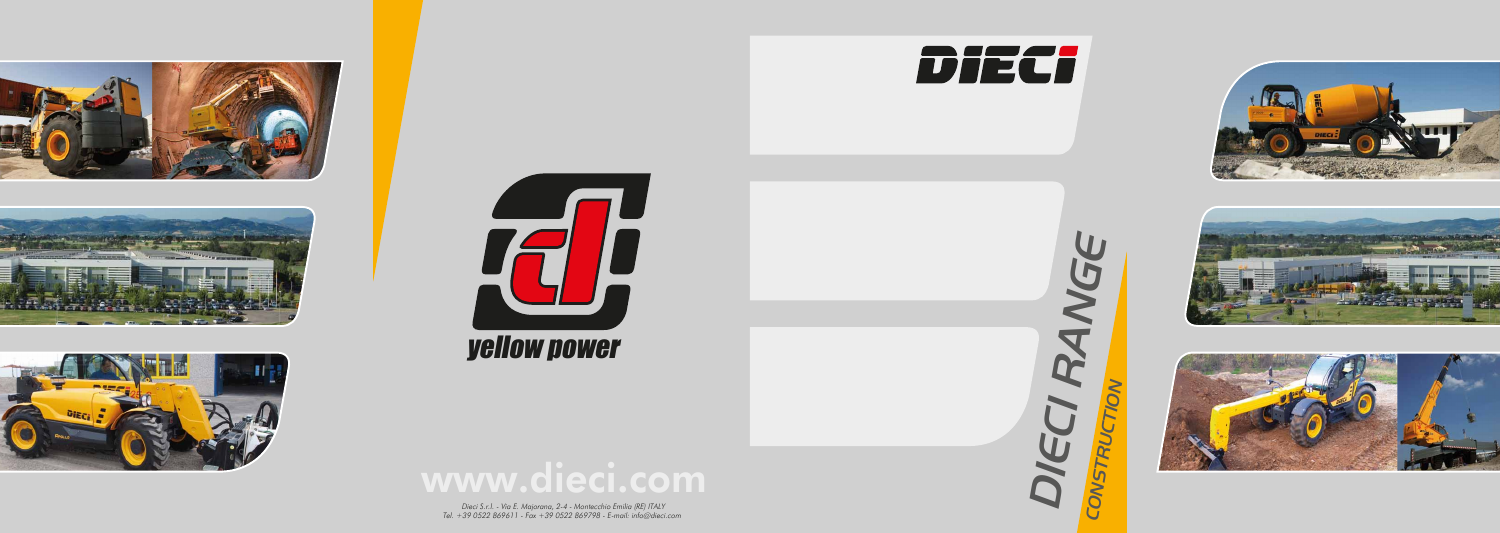DIECI

yellow power

DIECI RANGE

CONSTRUCTION

www.dieci.com

*Dieci S.r.l. - Via E. Majorana, 2-4 - Montecchio Emilia (RE) ITALY*
*Tel. +39 0522 869611 - Fax +39 0522 869798 - E-mail: info@dieci.com*